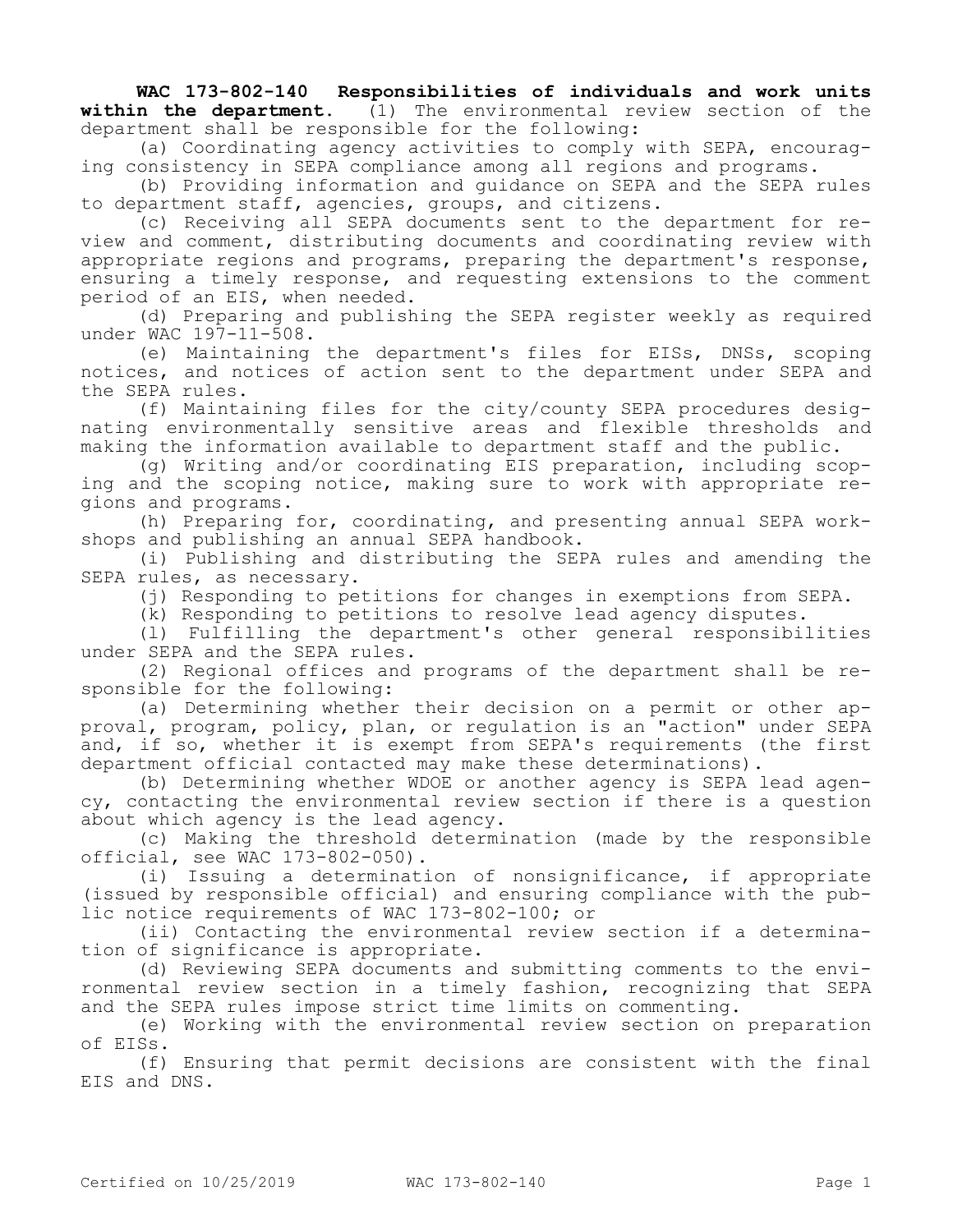**WAC 173-802-140 Responsibilities of individuals and work units within the department.** (1) The environmental review section of the department shall be responsible for the following:

(a) Coordinating agency activities to comply with SEPA, encouraging consistency in SEPA compliance among all regions and programs.

(b) Providing information and guidance on SEPA and the SEPA rules to department staff, agencies, groups, and citizens.

(c) Receiving all SEPA documents sent to the department for review and comment, distributing documents and coordinating review with appropriate regions and programs, preparing the department's response, ensuring a timely response, and requesting extensions to the comment period of an EIS, when needed.

(d) Preparing and publishing the SEPA register weekly as required under WAC 197-11-508.

(e) Maintaining the department's files for EISs, DNSs, scoping notices, and notices of action sent to the department under SEPA and the SEPA rules.

(f) Maintaining files for the city/county SEPA procedures designating environmentally sensitive areas and flexible thresholds and making the information available to department staff and the public.

(g) Writing and/or coordinating EIS preparation, including scoping and the scoping notice, making sure to work with appropriate regions and programs.

(h) Preparing for, coordinating, and presenting annual SEPA workshops and publishing an annual SEPA handbook.

(i) Publishing and distributing the SEPA rules and amending the SEPA rules, as necessary.

(j) Responding to petitions for changes in exemptions from SEPA.

(k) Responding to petitions to resolve lead agency disputes.

(l) Fulfilling the department's other general responsibilities under SEPA and the SEPA rules.

(2) Regional offices and programs of the department shall be responsible for the following:

(a) Determining whether their decision on a permit or other approval, program, policy, plan, or regulation is an "action" under SEPA and, if so, whether it is exempt from SEPA's requirements (the first department official contacted may make these determinations).

(b) Determining whether WDOE or another agency is SEPA lead agency, contacting the environmental review section if there is a question about which agency is the lead agency.

(c) Making the threshold determination (made by the responsible official, see WAC 173-802-050).

(i) Issuing a determination of nonsignificance, if appropriate (issued by responsible official) and ensuring compliance with the public notice requirements of WAC 173-802-100; or

(ii) Contacting the environmental review section if a determination of significance is appropriate.

(d) Reviewing SEPA documents and submitting comments to the environmental review section in a timely fashion, recognizing that SEPA and the SEPA rules impose strict time limits on commenting.

(e) Working with the environmental review section on preparation of EISs.

(f) Ensuring that permit decisions are consistent with the final EIS and DNS.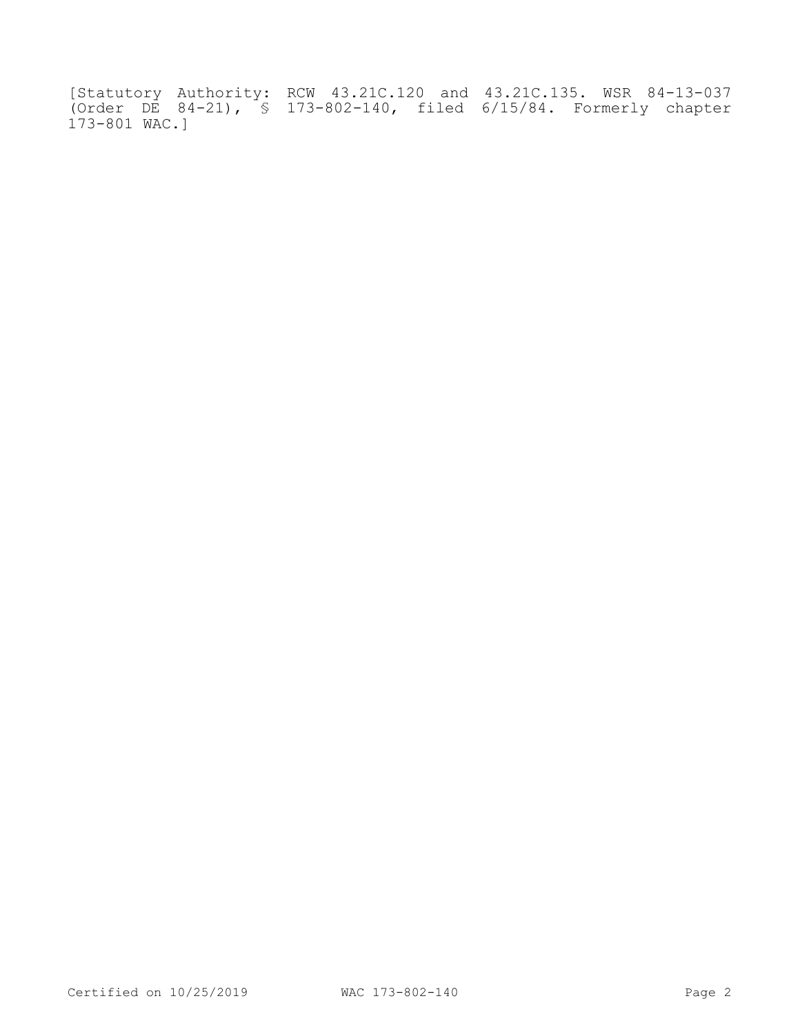[Statutory Authority: RCW 43.21C.120 and 43.21C.135. WSR 84-13-037 (Order DE 84-21), § 173-802-140, filed 6/15/84. Formerly chapter 173-801 WAC.]